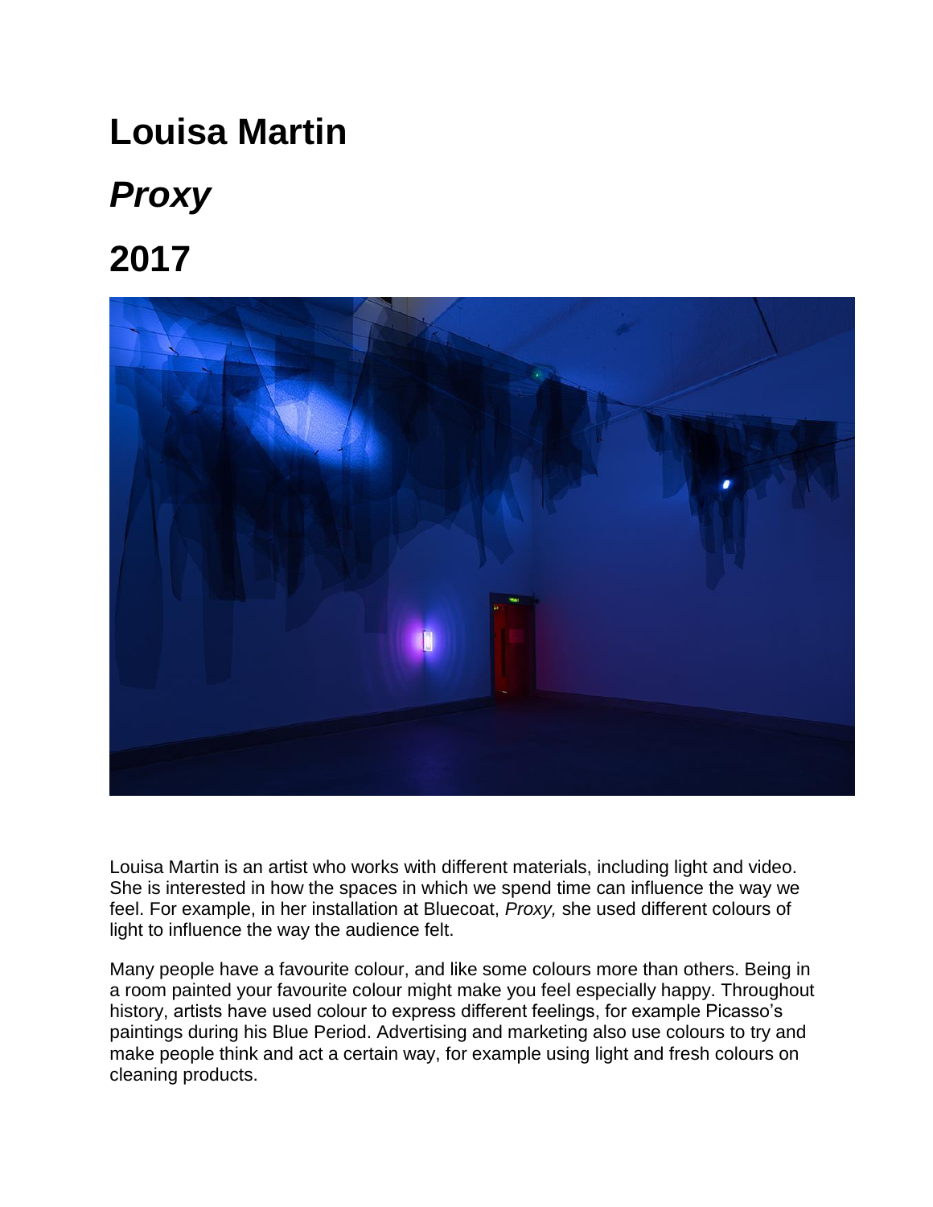# Louisa Martin

# *Proxy*

# 2017

Louisa Martin is an artist who works with different materials, including light and video. She is interested in how the spaces in which we spend time can influence the way we feel. For example, in her installation at Bluecoat, *Proxy,* she used different colours of light to influence the way the audience felt.

Many people have a favourite colour, and like some colours more than others. Being in a room painted your favourite colour might make you feel especially happy. Throughout history, artists have used colour to express different feelings, for example Picasso's paintings during his Blue Period. Advertising and marketing also use colours to try and make people think and act a certain way, for example using light and fresh colours on cleaning products.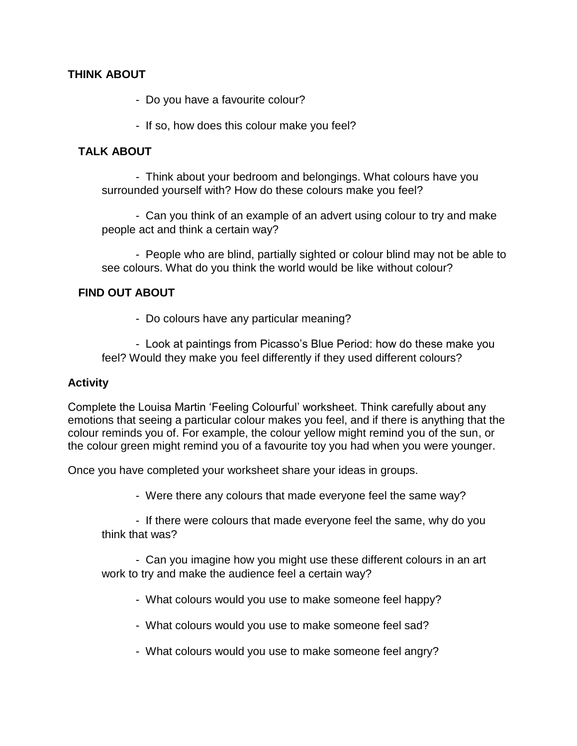**THINK ABOUT**

- Do you have a favourite colour?
- If so, how does this colour make you feel?

**TALK ABOUT**

- Think about your bedroom and belongings. What colours have you surrounded yourself with? How do these colours make you feel?
- Can you think of an example of an advert using colour to try and make people act and think a certain way?
- People who are blind, partially sighted or colour blind may not be able to see colours. What do you think the world would be like without colour?

**FIND OUT ABOUT**

- Do colours have any particular meaning?
- Look at paintings from Picasso's Blue Period: how do these make you feel? Would they make you feel differently if they used different colours?

**Activity**

Complete the Louisa Martin 'Feeling Colourful' worksheet. Think carefully about any emotions that seeing a particular colour makes you feel, and if there is anything that the colour reminds you of. For example, the colour yellow might remind you of the sun, or the colour green might remind you of a favourite toy you had when you were younger.

Once you have completed your worksheet share your ideas in groups.

- Were there any colours that made everyone feel the same way?
- If there were colours that made everyone feel the same, why do you think that was?
- Can you imagine how you might use these different colours in an art work to try and make the audience feel a certain way?
- What colours would you use to make someone feel happy?
- What colours would you use to make someone feel sad?
- What colours would you use to make someone feel angry?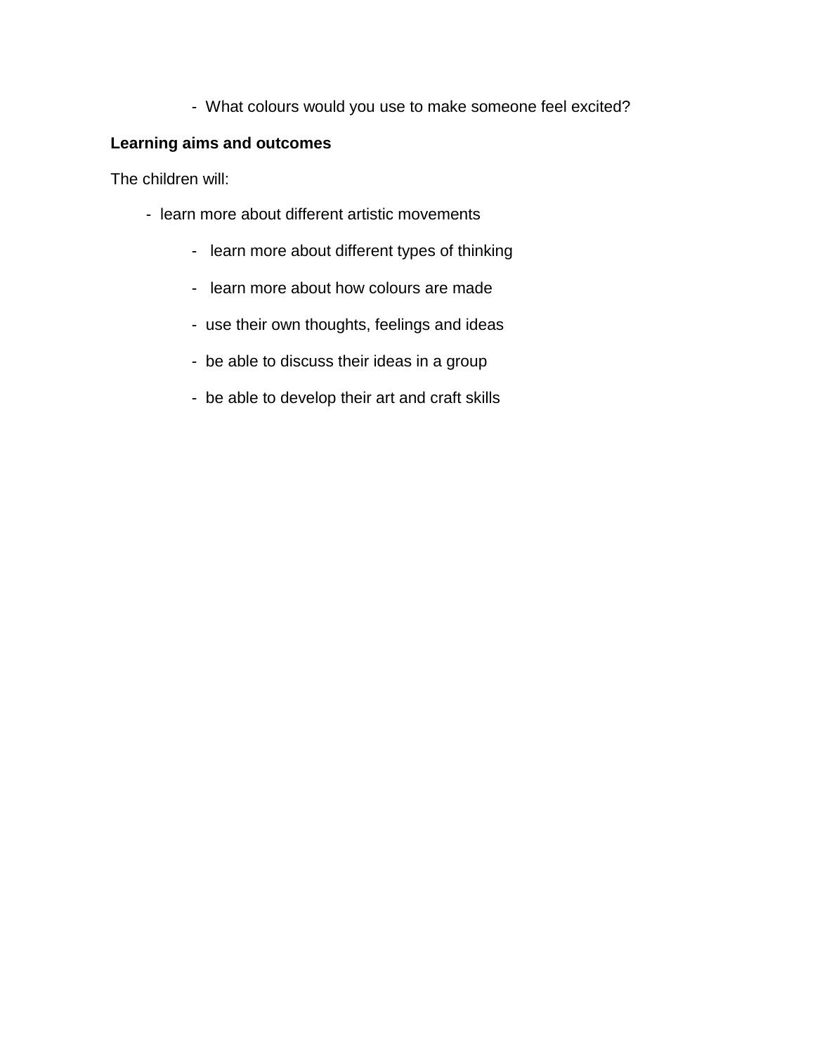- What colours would you use to make someone feel excited?

**Learning aims and outcomes**

The children will:

- learn more about different artistic movements
- learn more about different types of thinking
- learn more about how colours are made
- use their own thoughts, feelings and ideas
- be able to discuss their ideas in a group
- be able to develop their art and craft skills